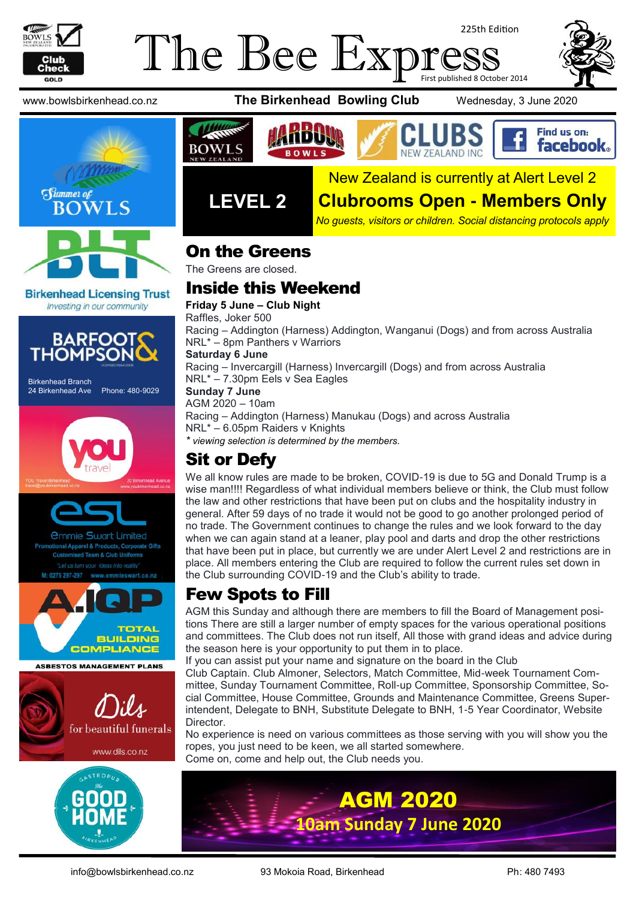# The Bee Express

225th Edition

First published 8 October 2014

www.bowlsbirkenhead.co.nz — **The Birkenhead Bowling Club** — Wednesday, 3 June 2020

**LEVEL 2**

New Zealand is currently at Alert Level 2

**Clubrooms Open - Members Only**

*No guests, visitors or children. Social distancing protocols apply*

## On the Greens

The Greens are closed.

## Inside this Weekend

**Friday 5 June – Club Night**
Raffles, Joker 500
Racing – Addington (Harness) Addington, Wanganui (Dogs) and from across Australia
NRL* – 8pm Panthers v Warriors

**Saturday 6 June**
Racing – Invercargill (Harness) Invercargill (Dogs) and from across Australia
NRL* – 7.30pm Eels v Sea Eagles

**Sunday 7 June**
AGM 2020 – 10am
Racing – Addington (Harness) Manukau (Dogs) and across Australia
NRL* – 6.05pm Raiders v Knights

*\* viewing selection is determined by the members.*

## Sit or Defy

We all know rules are made to be broken, COVID-19 is due to 5G and Donald Trump is a wise man!!!! Regardless of what individual members believe or think, the Club must follow the law and other restrictions that have been put on clubs and the hospitality industry in general. After 59 days of no trade it would not be good to go another prolonged period of no trade. The Government continues to change the rules and we look forward to the day when we can again stand at a leaner, play pool and darts and drop the other restrictions that have been put in place, but currently we are under Alert Level 2 and restrictions are in place. All members entering the Club are required to follow the current rules set down in the Club surrounding COVID-19 and the Club's ability to trade.

## Few Spots to Fill

AGM this Sunday and although there are members to fill the Board of Management positions There are still a larger number of empty spaces for the various operational positions and committees. The Club does not run itself, All those with grand ideas and advice during the season here is your opportunity to put them in to place.

If you can assist put your name and signature on the board in the Club

Club Captain. Club Almoner, Selectors, Match Committee, Mid-week Tournament Committee, Sunday Tournament Committee, Roll-up Committee, Sponsorship Committee, Social Committee, House Committee, Grounds and Maintenance Committee, Greens Superintendent, Delegate to BNH, Substitute Delegate to BNH, 1-5 Year Coordinator, Website Director.

No experience is need on various committees as those serving with you will show you the ropes, you just need to be keen, we all started somewhere.

Come on, come and help out, the Club needs you.

**AGM 2020**

**10am Sunday 7 June 2020**

Barfoot & Thompson — Birkenhead Branch, 24 Birkenhead Ave, Phone: 480-9029

YOU Travel Birkenhead — travel@youbirkenhead.co.nz — 20 Birkenhead Avenue — www.youbirkenhead.co.nz

Emmie Swart Limited — Promotional Apparel & Products, Corporate Gifts, Customised Team & Club Uniforms — "Let us turn your ideas into reality" — M: 0275 297-297 www.emmieswart.co.nz

A.I.Q.P — Total Building Compliance — Asbestos Management Plans

Dils — for beautiful funerals — www.dils.co.nz

info@bowlsbirkenhead.co.nz — 93 Mokoia Road, Birkenhead — Ph: 480 7493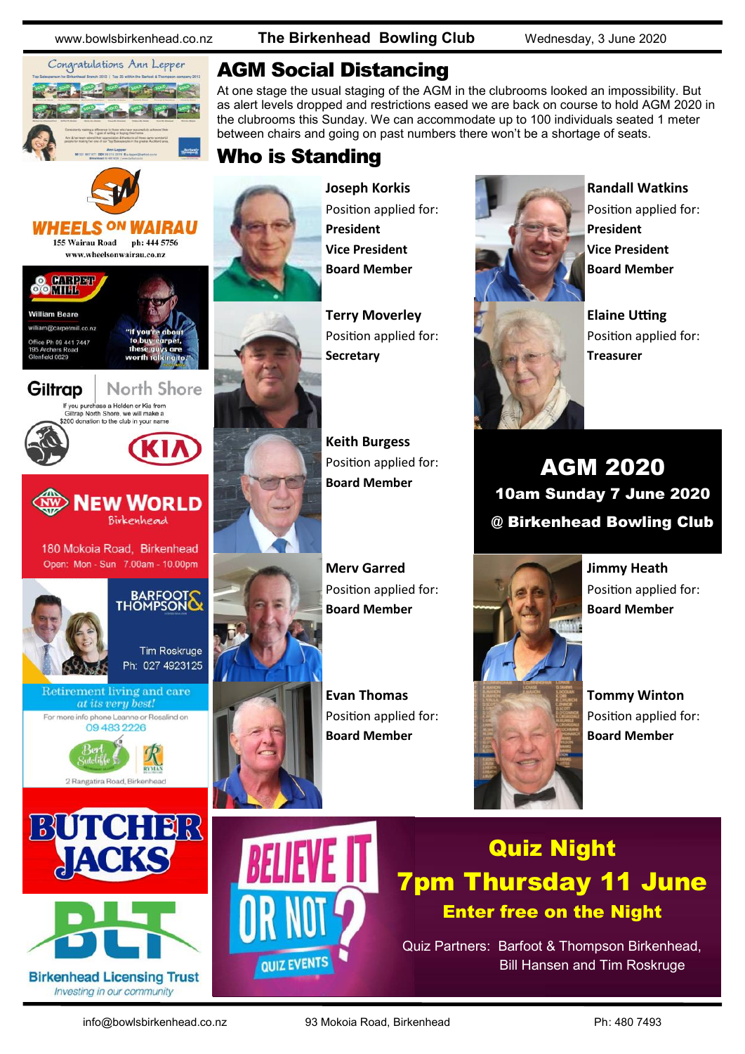# AGM Social Distancing

At one stage the usual staging of the AGM in the clubrooms looked an impossibility. But as alert levels dropped and restrictions eased we are back on course to hold AGM 2020 in the clubrooms this Sunday. We can accommodate up to 100 individuals seated 1 meter between chairs and going on past numbers there won't be a shortage of seats.

# Who is Standing

**Joseph Korkis**
Position applied for:
**President**
**Vice President**
**Board Member**

**Terry Moverley**
Position applied for:
**Secretary**

**Keith Burgess**
Position applied for:
**Board Member**

**Merv Garred**
Position applied for:
**Board Member**

**Evan Thomas**
Position applied for:
**Board Member**

**Randall Watkins**
Position applied for:
**President**
**Vice President**
**Board Member**

**Elaine Utting**
Position applied for:
**Treasurer**

## AGM 2020

**10am Sunday 7 June 2020**

**@ Birkenhead Bowling Club**

**Jimmy Heath**
Position applied for:
**Board Member**

**Tommy Winton**
Position applied for:
**Board Member**

## Quiz Night

## 7pm Thursday 11 June

**Enter free on the Night**

BELIEVE IT OR NOT? QUIZ EVENTS

Quiz Partners: Barfoot & Thompson Birkenhead, Bill Hansen and Tim Roskruge

---

Congratulations Ann Lepper

WHEELS ON WAIRAU
155 Wairau Road ph: 444 5756
www.wheelsonwairau.co.nz

CARPET MILL
William Beare
william@carpetmill.co.nz
Office Ph 09 441 7447
195 Archers Road
Glenfield 0629
"If you're about to buy carpet, these guys are worth talking to."

Giltrap North Shore
If you purchase a Holden or Kia from Giltrap North Shore, we will make a $200 donation to the club in your name

NEW WORLD Birkenhead
180 Mokoia Road, Birkenhead
Open: Mon - Sun 7.00am - 10.00pm

BARFOOT & THOMPSON
Tim Roskruge
Ph: 027 4923125

Retirement living and care at its very best!
For more info phone Leanne or Rosalind on 09 483 2226
Bert Sutcliffe
RYMAN
2 Rangatira Road, Birkenhead

BUTCHER JACKS

BLT
Birkenhead Licensing Trust
*Investing in our community*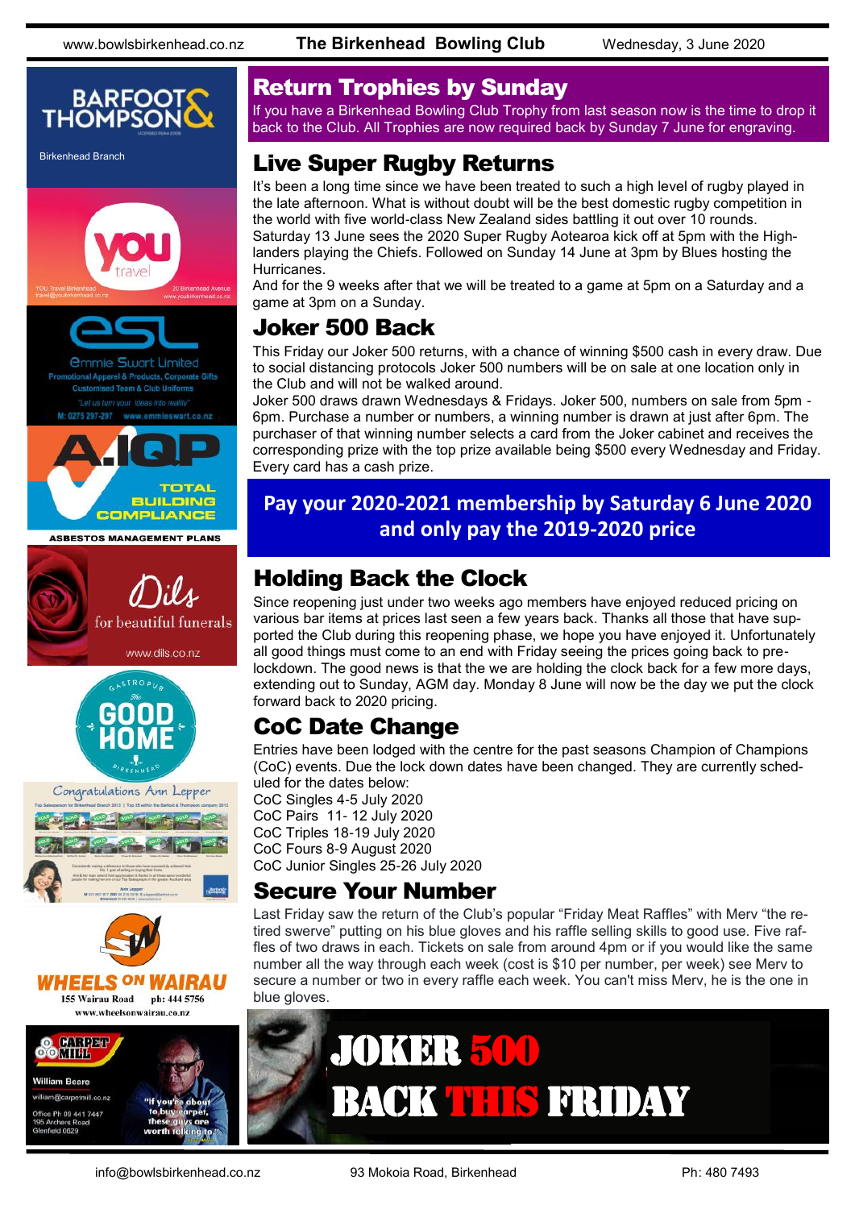## Return Trophies by Sunday

If you have a Birkenhead Bowling Club Trophy from last season now is the time to drop it back to the Club. All Trophies are now required back by Sunday 7 June for engraving.

## Live Super Rugby Returns

It's been a long time since we have been treated to such a high level of rugby played in the late afternoon. What is without doubt will be the best domestic rugby competition in the world with five world-class New Zealand sides battling it out over 10 rounds. Saturday 13 June sees the 2020 Super Rugby Aotearoa kick off at 5pm with the Highlanders playing the Chiefs. Followed on Sunday 14 June at 3pm by Blues hosting the Hurricanes.

And for the 9 weeks after that we will be treated to a game at 5pm on a Saturday and a game at 3pm on a Sunday.

## Joker 500 Back

This Friday our Joker 500 returns, with a chance of winning $500 cash in every draw. Due to social distancing protocols Joker 500 numbers will be on sale at one location only in the Club and will not be walked around.

Joker 500 draws drawn Wednesdays & Fridays. Joker 500, numbers on sale from 5pm - 6pm. Purchase a number or numbers, a winning number is drawn at just after 6pm. The purchaser of that winning number selects a card from the Joker cabinet and receives the corresponding prize with the top prize available being $500 every Wednesday and Friday. Every card has a cash prize.

**Pay your 2020-2021 membership by Saturday 6 June 2020 and only pay the 2019-2020 price**

## Holding Back the Clock

Since reopening just under two weeks ago members have enjoyed reduced pricing on various bar items at prices last seen a few years back. Thanks all those that have supported the Club during this reopening phase, we hope you have enjoyed it. Unfortunately all good things must come to an end with Friday seeing the prices going back to pre-lockdown. The good news is that the we are holding the clock back for a few more days, extending out to Sunday, AGM day. Monday 8 June will now be the day we put the clock forward back to 2020 pricing.

## CoC Date Change

Entries have been lodged with the centre for the past seasons Champion of Champions (CoC) events. Due the lock down dates have been changed. They are currently scheduled for the dates below:

CoC Singles 4-5 July 2020
CoC Pairs 11- 12 July 2020
CoC Triples 18-19 July 2020
CoC Fours 8-9 August 2020
CoC Junior Singles 25-26 July 2020

## Secure Your Number

Last Friday saw the return of the Club's popular "Friday Meat Raffles" with Merv "the retired swerve" putting on his blue gloves and his raffle selling skills to good use. Five raffles of two draws in each. Tickets on sale from around 4pm or if you would like the same number all the way through each week (cost is $10 per number, per week) see Merv to secure a number or two in every raffle each week. You can't miss Merv, he is the one in blue gloves.

**JOKER 500 BACK THIS FRIDAY**

Barfoot & Thompson — Birkenhead Branch

YOU travel — YOU Travel Birkenhead, travel@youbirkenhead.co.nz, 20 Birkenhead Avenue, www.youbirkenhead.co.nz

esl — Emmie Swart Limited. Promotional Apparel & Products, Corporate Gifts. Customised Team & Club Uniforms. "Let us turn your ideas into reality" M: 0275 297-297 www.emmieswart.co.nz

A.IQP — TOTAL BUILDING COMPLIANCE. ASBESTOS MANAGEMENT PLANS

Dils — for beautiful funerals. www.dils.co.nz

Gastropub The Good Home Birkenhead

Congratulations Ann Lepper

WHEELS ON WAIRAU — 155 Wairau Road ph: 444 5756 www.wheelsonwairau.co.nz

Carpet Mill — William Beere, william@carpetmill.co.nz, Office Ph 09 441 7447, 195 Archers Road, Glenfield 0629. "If you're about to buy carpet, these guys are worth talking to."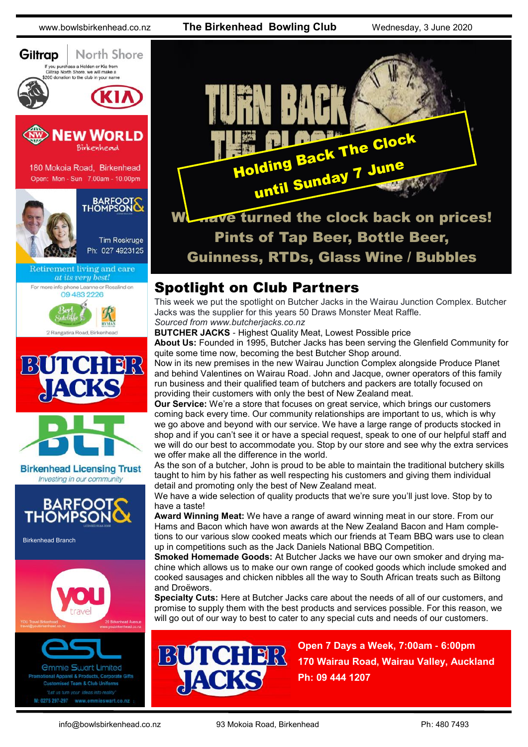Giltrap North Shore

If you purchase a Holden or Kia from Giltrap North Shore, we will make a $200 donation to the club in your name

KIA

NEW WORLD Birkenhead

180 Mokoia Road, Birkenhead

Open: Mon - Sun 7.00am - 10.00pm

BARFOOT & THOMPSON

Tim Roskruge

Ph: 027 4923125

Retirement living and care *at its very best!*

For more info phone Leanne or Rosalind on 09 483 2226

Bert Sutcliffe · RYMAN

2 Rangatira Road, Birkenhead

BUTCHER JACKS

BLT

Birkenhead Licensing Trust

*Investing in our community*

BARFOOT & THOMPSON

Birkenhead Branch

you travel

YOU Travel Birkenhead travel@youbirkenhead.co.nz

20 Birkenhead Avenue www.youbirkenhead.co.nz

esl

Emmie Swart Limited

Promotional Apparel & Products, Corporate Gifts

Customised Team & Club Uniforms

"Let us turn your ideas into reality"

M: 0275 297-297 www.emmieswart.co.nz

TURN BACK THE CLOCK

**Holding Back The Clock until Sunday 7 June**

**We have turned the clock back on prices! Pints of Tap Beer, Bottle Beer, Guinness, RTDs, Glass Wine / Bubbles**

## Spotlight on Club Partners

This week we put the spotlight on Butcher Jacks in the Wairau Junction Complex. Butcher Jacks was the supplier for this years 50 Draws Monster Meat Raffle.

*Sourced from www.butcherjacks.co.nz*

**BUTCHER JACKS** - Highest Quality Meat, Lowest Possible price

**About Us:** Founded in 1995, Butcher Jacks has been serving the Glenfield Community for quite some time now, becoming the best Butcher Shop around.

Now in its new premises in the new Wairau Junction Complex alongside Produce Planet and behind Valentines on Wairau Road. John and Jacque, owner operators of this family run business and their qualified team of butchers and packers are totally focused on providing their customers with only the best of New Zealand meat.

**Our Service:** We're a store that focuses on great service, which brings our customers coming back every time. Our community relationships are important to us, which is why we go above and beyond with our service. We have a large range of products stocked in shop and if you can't see it or have a special request, speak to one of our helpful staff and we will do our best to accommodate you. Stop by our store and see why the extra services we offer make all the difference in the world.

As the son of a butcher, John is proud to be able to maintain the traditional butchery skills taught to him by his father as well respecting his customers and giving them individual detail and promoting only the best of New Zealand meat.

We have a wide selection of quality products that we're sure you'll just love. Stop by to have a taste!

**Award Winning Meat:** We have a range of award winning meat in our store. From our Hams and Bacon which have won awards at the New Zealand Bacon and Ham competitions to our various slow cooked meats which our friends at Team BBQ wars use to clean up in competitions such as the Jack Daniels National BBQ Competition.

**Smoked Homemade Goods:** At Butcher Jacks we have our own smoker and drying machine which allows us to make our own range of cooked goods which include smoked and cooked sausages and chicken nibbles all the way to South African treats such as Biltong and Droëwors.

**Specialty Cuts:** Here at Butcher Jacks care about the needs of all of our customers, and promise to supply them with the best products and services possible. For this reason, we will go out of our way to best to cater to any special cuts and needs of our customers.

BUTCHER JACKS

**Open 7 Days a Week, 7:00am - 6:00pm**

**170 Wairau Road, Wairau Valley, Auckland**

**Ph: 09 444 1207**